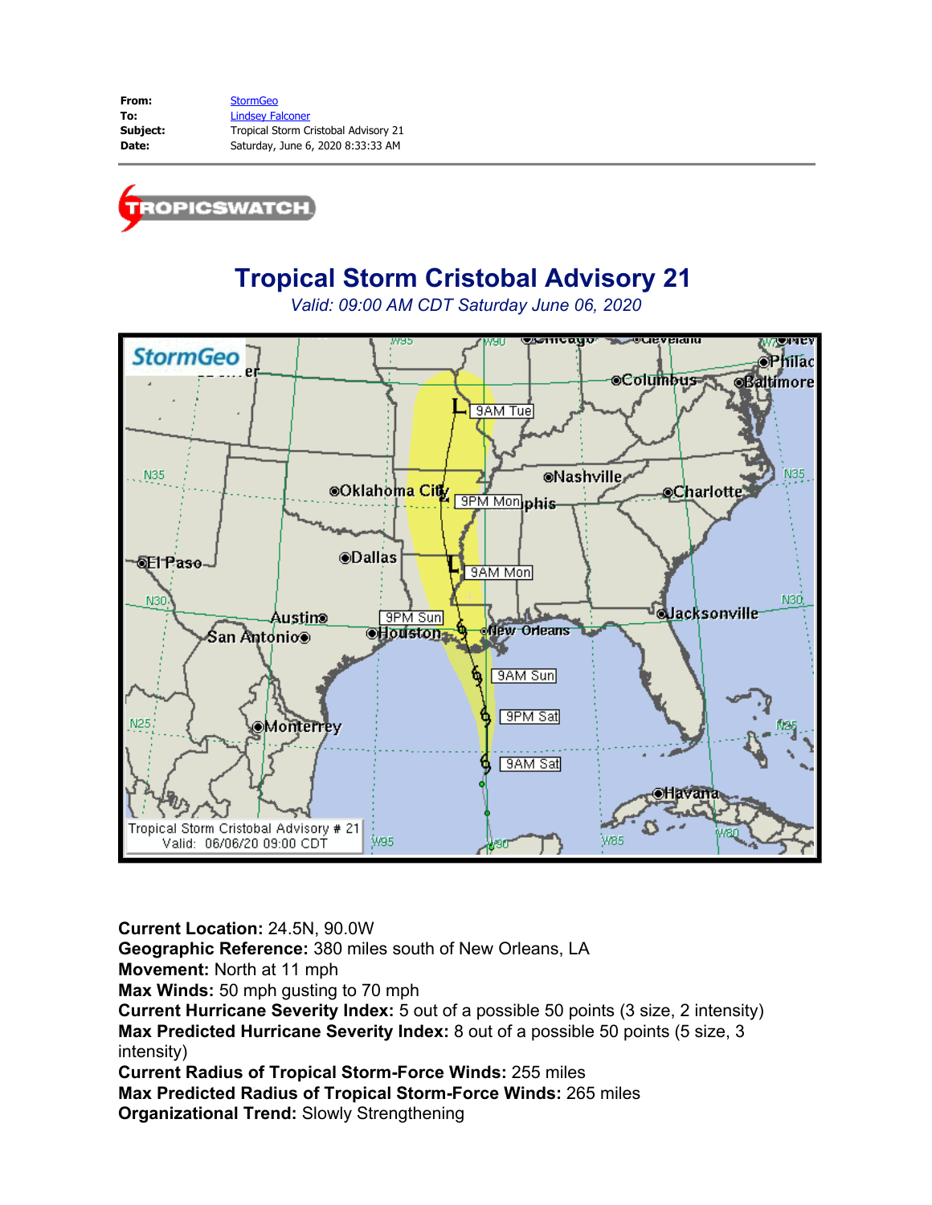| | |
|---|---|
| **From:** | StormGeo |
| **To:** | Lindsey Falconer |
| **Subject:** | Tropical Storm Cristobal Advisory 21 |
| **Date:** | Saturday, June 6, 2020 8:33:33 AM |

TROPICSWATCH

# Tropical Storm Cristobal Advisory 21

*Valid: 09:00 AM CDT Saturday June 06, 2020*

**Current Location:** 24.5N, 90.0W
**Geographic Reference:** 380 miles south of New Orleans, LA
**Movement:** North at 11 mph
**Max Winds:** 50 mph gusting to 70 mph
**Current Hurricane Severity Index:** 5 out of a possible 50 points (3 size, 2 intensity)
**Max Predicted Hurricane Severity Index:** 8 out of a possible 50 points (5 size, 3 intensity)
**Current Radius of Tropical Storm-Force Winds:** 255 miles
**Max Predicted Radius of Tropical Storm-Force Winds:** 265 miles
**Organizational Trend:** Slowly Strengthening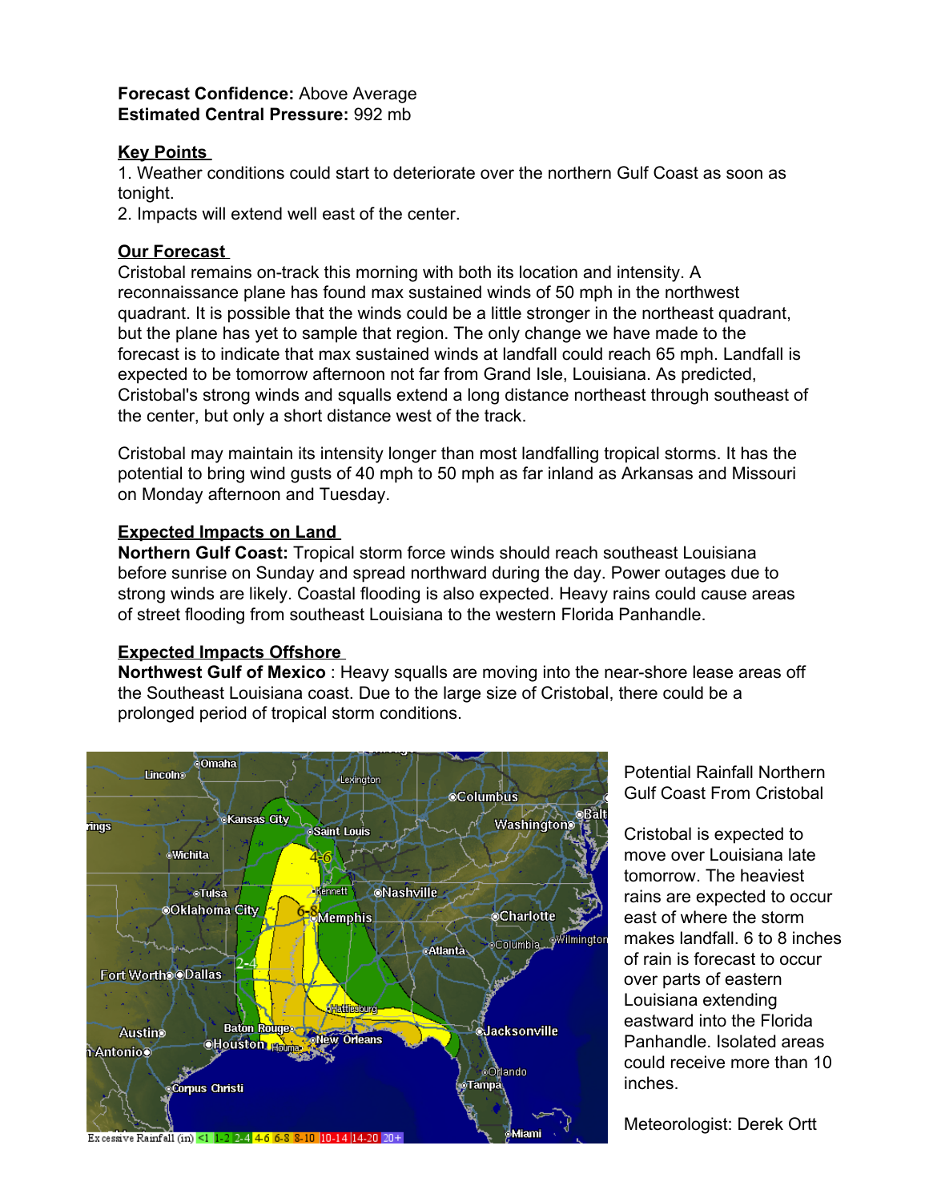**Forecast Confidence:** Above Average
**Estimated Central Pressure:** 992 mb

**Key Points**

1. Weather conditions could start to deteriorate over the northern Gulf Coast as soon as tonight.
2. Impacts will extend well east of the center.

**Our Forecast**

Cristobal remains on-track this morning with both its location and intensity. A reconnaissance plane has found max sustained winds of 50 mph in the northwest quadrant. It is possible that the winds could be a little stronger in the northeast quadrant, but the plane has yet to sample that region. The only change we have made to the forecast is to indicate that max sustained winds at landfall could reach 65 mph. Landfall is expected to be tomorrow afternoon not far from Grand Isle, Louisiana. As predicted, Cristobal's strong winds and squalls extend a long distance northeast through southeast of the center, but only a short distance west of the track.

Cristobal may maintain its intensity longer than most landfalling tropical storms. It has the potential to bring wind gusts of 40 mph to 50 mph as far inland as Arkansas and Missouri on Monday afternoon and Tuesday.

**Expected Impacts on Land**

**Northern Gulf Coast:** Tropical storm force winds should reach southeast Louisiana before sunrise on Sunday and spread northward during the day. Power outages due to strong winds are likely. Coastal flooding is also expected. Heavy rains could cause areas of street flooding from southeast Louisiana to the western Florida Panhandle.

**Expected Impacts Offshore**

**Northwest Gulf of Mexico** : Heavy squalls are moving into the near-shore lease areas off the Southeast Louisiana coast. Due to the large size of Cristobal, there could be a prolonged period of tropical storm conditions.

Potential Rainfall Northern Gulf Coast From Cristobal

Cristobal is expected to move over Louisiana late tomorrow. The heaviest rains are expected to occur east of where the storm makes landfall. 6 to 8 inches of rain is forecast to occur over parts of eastern Louisiana extending eastward into the Florida Panhandle. Isolated areas could receive more than 10 inches.

Meteorologist: Derek Ortt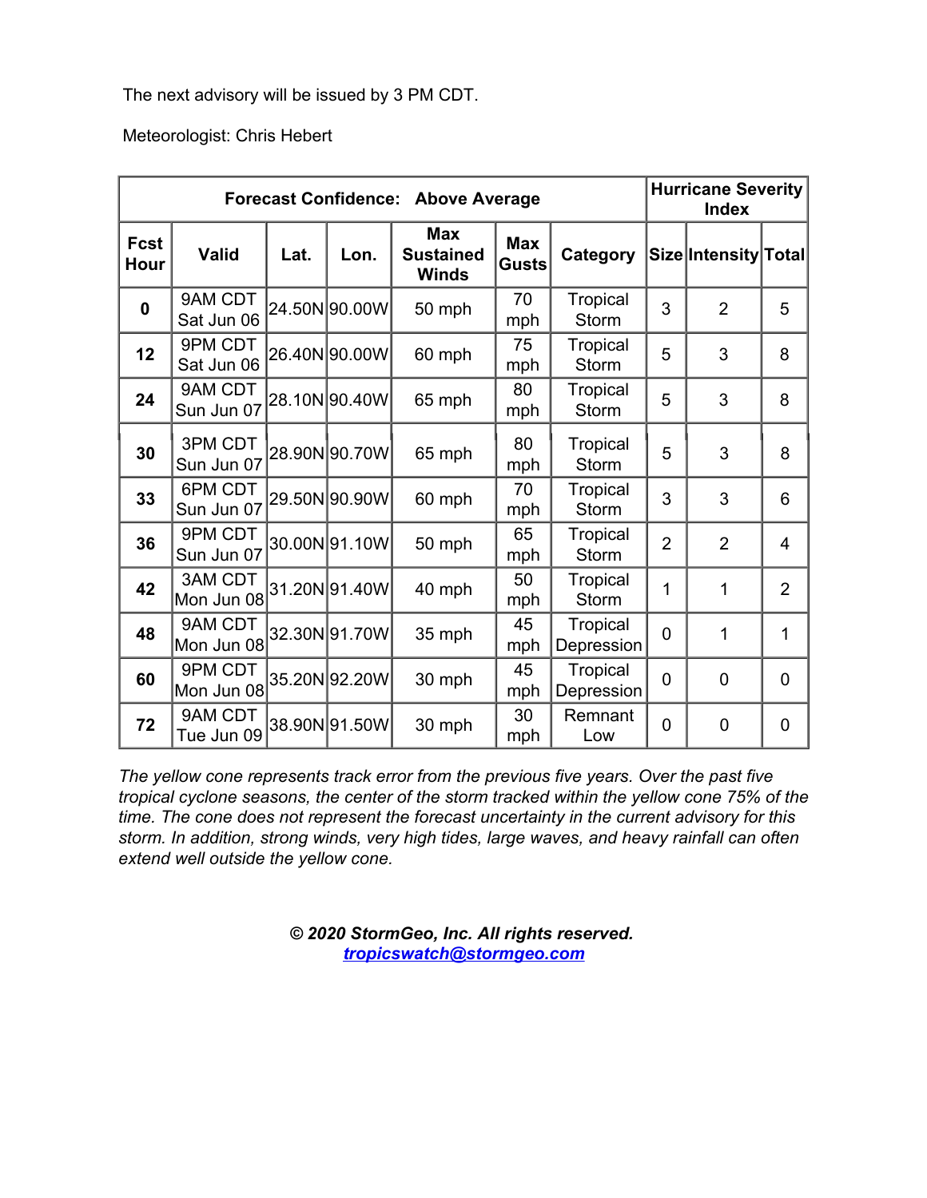The next advisory will be issued by 3 PM CDT.

Meteorologist: Chris Hebert

| Forecast Confidence: Above Average | | | | | | | Hurricane Severity Index | | |
|---|---|---|---|---|---|---|---|---|---|
| **Fcst Hour** | **Valid** | **Lat.** | **Lon.** | **Max Sustained Winds** | **Max Gusts** | **Category** | **Size** | **Intensity** | **Total** |
| **0** | 9AM CDT Sat Jun 06 | 24.50N | 90.00W | 50 mph | 70 mph | Tropical Storm | 3 | 2 | 5 |
| **12** | 9PM CDT Sat Jun 06 | 26.40N | 90.00W | 60 mph | 75 mph | Tropical Storm | 5 | 3 | 8 |
| **24** | 9AM CDT Sun Jun 07 | 28.10N | 90.40W | 65 mph | 80 mph | Tropical Storm | 5 | 3 | 8 |
| **30** | 3PM CDT Sun Jun 07 | 28.90N | 90.70W | 65 mph | 80 mph | Tropical Storm | 5 | 3 | 8 |
| **33** | 6PM CDT Sun Jun 07 | 29.50N | 90.90W | 60 mph | 70 mph | Tropical Storm | 3 | 3 | 6 |
| **36** | 9PM CDT Sun Jun 07 | 30.00N | 91.10W | 50 mph | 65 mph | Tropical Storm | 2 | 2 | 4 |
| **42** | 3AM CDT Mon Jun 08 | 31.20N | 91.40W | 40 mph | 50 mph | Tropical Storm | 1 | 1 | 2 |
| **48** | 9AM CDT Mon Jun 08 | 32.30N | 91.70W | 35 mph | 45 mph | Tropical Depression | 0 | 1 | 1 |
| **60** | 9PM CDT Mon Jun 08 | 35.20N | 92.20W | 30 mph | 45 mph | Tropical Depression | 0 | 0 | 0 |
| **72** | 9AM CDT Tue Jun 09 | 38.90N | 91.50W | 30 mph | 30 mph | Remnant Low | 0 | 0 | 0 |

*The yellow cone represents track error from the previous five years. Over the past five tropical cyclone seasons, the center of the storm tracked within the yellow cone 75% of the time. The cone does not represent the forecast uncertainty in the current advisory for this storm. In addition, strong winds, very high tides, large waves, and heavy rainfall can often extend well outside the yellow cone.*

***© 2020 StormGeo, Inc. All rights reserved.***
***tropicswatch@stormgeo.com***